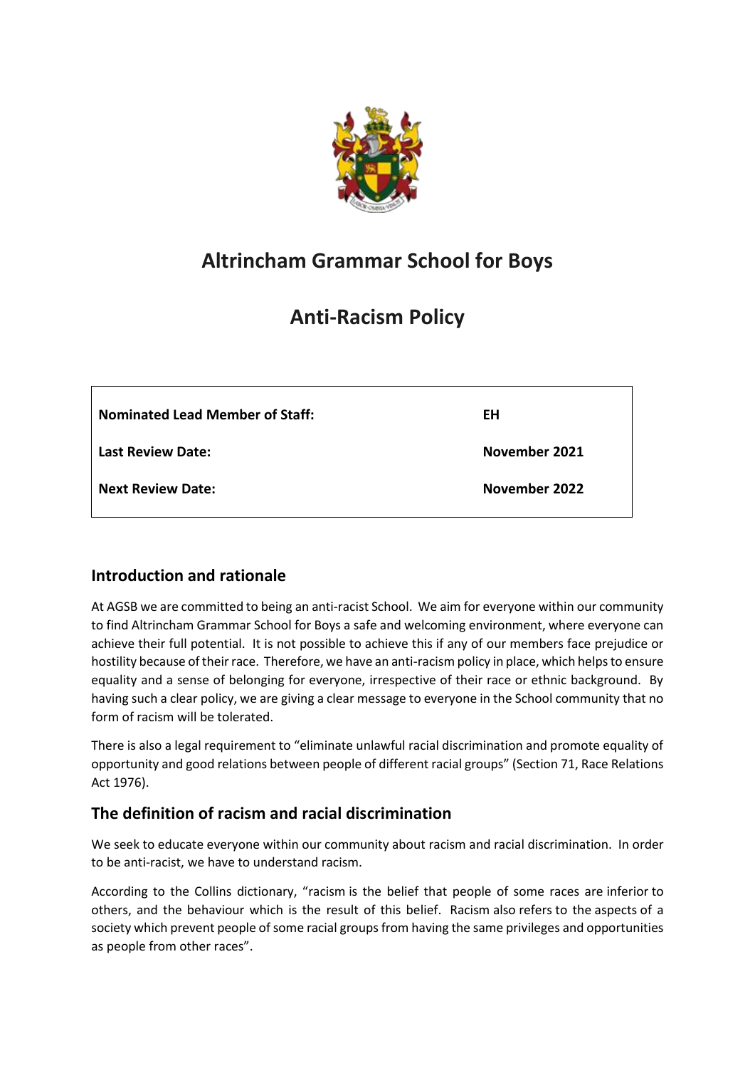# Altrincham Grammar School for Boys

# Anti-Racism Policy

| | |
|---|---|
| **Nominated Lead Member of Staff:** | **EH** |
| **Last Review Date:** | **November 2021** |
| **Next Review Date:** | **November 2022** |

## Introduction and rationale

At AGSB we are committed to being an anti-racist School. We aim for everyone within our community to find Altrincham Grammar School for Boys a safe and welcoming environment, where everyone can achieve their full potential. It is not possible to achieve this if any of our members face prejudice or hostility because of their race. Therefore, we have an anti-racism policy in place, which helps to ensure equality and a sense of belonging for everyone, irrespective of their race or ethnic background. By having such a clear policy, we are giving a clear message to everyone in the School community that no form of racism will be tolerated.

There is also a legal requirement to "eliminate unlawful racial discrimination and promote equality of opportunity and good relations between people of different racial groups" (Section 71, Race Relations Act 1976).

## The definition of racism and racial discrimination

We seek to educate everyone within our community about racism and racial discrimination. In order to be anti-racist, we have to understand racism.

According to the Collins dictionary, "racism is the belief that people of some races are inferior to others, and the behaviour which is the result of this belief. Racism also refers to the aspects of a society which prevent people of some racial groups from having the same privileges and opportunities as people from other races".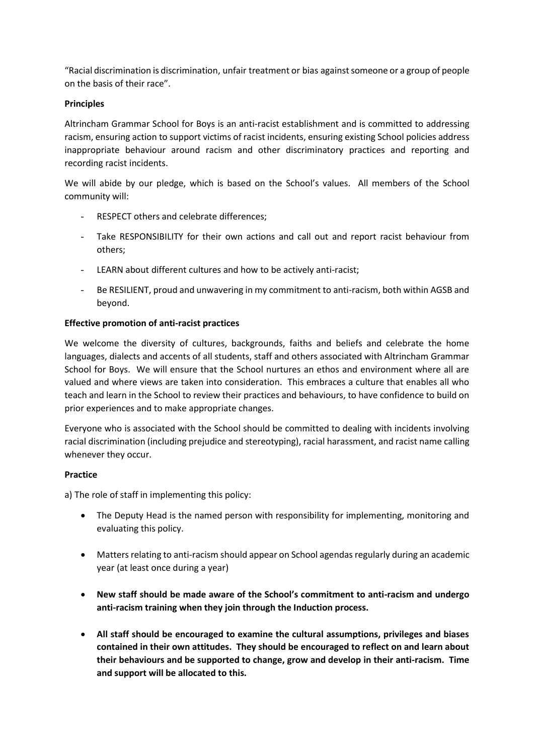"Racial discrimination is discrimination, unfair treatment or bias against someone or a group of people on the basis of their race".

**Principles**

Altrincham Grammar School for Boys is an anti-racist establishment and is committed to addressing racism, ensuring action to support victims of racist incidents, ensuring existing School policies address inappropriate behaviour around racism and other discriminatory practices and reporting and recording racist incidents.

We will abide by our pledge, which is based on the School's values. All members of the School community will:

- RESPECT others and celebrate differences;
- Take RESPONSIBILITY for their own actions and call out and report racist behaviour from others;
- LEARN about different cultures and how to be actively anti-racist;
- Be RESILIENT, proud and unwavering in my commitment to anti-racism, both within AGSB and beyond.

**Effective promotion of anti-racist practices**

We welcome the diversity of cultures, backgrounds, faiths and beliefs and celebrate the home languages, dialects and accents of all students, staff and others associated with Altrincham Grammar School for Boys. We will ensure that the School nurtures an ethos and environment where all are valued and where views are taken into consideration. This embraces a culture that enables all who teach and learn in the School to review their practices and behaviours, to have confidence to build on prior experiences and to make appropriate changes.

Everyone who is associated with the School should be committed to dealing with incidents involving racial discrimination (including prejudice and stereotyping), racial harassment, and racist name calling whenever they occur.

**Practice**

a) The role of staff in implementing this policy:

- The Deputy Head is the named person with responsibility for implementing, monitoring and evaluating this policy.
- Matters relating to anti-racism should appear on School agendas regularly during an academic year (at least once during a year)
- **New staff should be made aware of the School's commitment to anti-racism and undergo anti-racism training when they join through the Induction process.**
- **All staff should be encouraged to examine the cultural assumptions, privileges and biases contained in their own attitudes. They should be encouraged to reflect on and learn about their behaviours and be supported to change, grow and develop in their anti-racism. Time and support will be allocated to this.**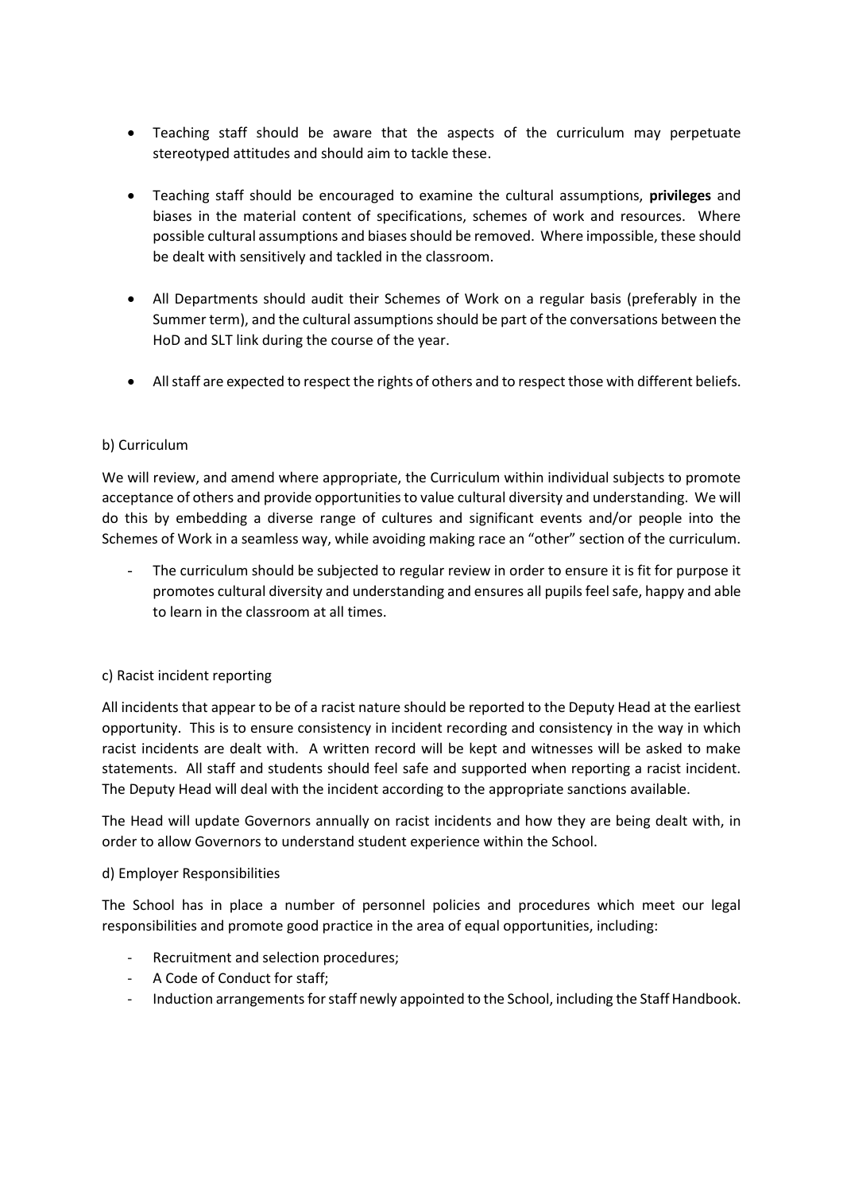- Teaching staff should be aware that the aspects of the curriculum may perpetuate stereotyped attitudes and should aim to tackle these.

- Teaching staff should be encouraged to examine the cultural assumptions, **privileges** and biases in the material content of specifications, schemes of work and resources. Where possible cultural assumptions and biases should be removed. Where impossible, these should be dealt with sensitively and tackled in the classroom.

- All Departments should audit their Schemes of Work on a regular basis (preferably in the Summer term), and the cultural assumptions should be part of the conversations between the HoD and SLT link during the course of the year.

- All staff are expected to respect the rights of others and to respect those with different beliefs.

b) Curriculum

We will review, and amend where appropriate, the Curriculum within individual subjects to promote acceptance of others and provide opportunities to value cultural diversity and understanding. We will do this by embedding a diverse range of cultures and significant events and/or people into the Schemes of Work in a seamless way, while avoiding making race an "other" section of the curriculum.

- The curriculum should be subjected to regular review in order to ensure it is fit for purpose it promotes cultural diversity and understanding and ensures all pupils feel safe, happy and able to learn in the classroom at all times.

c) Racist incident reporting

All incidents that appear to be of a racist nature should be reported to the Deputy Head at the earliest opportunity. This is to ensure consistency in incident recording and consistency in the way in which racist incidents are dealt with. A written record will be kept and witnesses will be asked to make statements. All staff and students should feel safe and supported when reporting a racist incident. The Deputy Head will deal with the incident according to the appropriate sanctions available.

The Head will update Governors annually on racist incidents and how they are being dealt with, in order to allow Governors to understand student experience within the School.

d) Employer Responsibilities

The School has in place a number of personnel policies and procedures which meet our legal responsibilities and promote good practice in the area of equal opportunities, including:

- Recruitment and selection procedures;
- A Code of Conduct for staff;
- Induction arrangements for staff newly appointed to the School, including the Staff Handbook.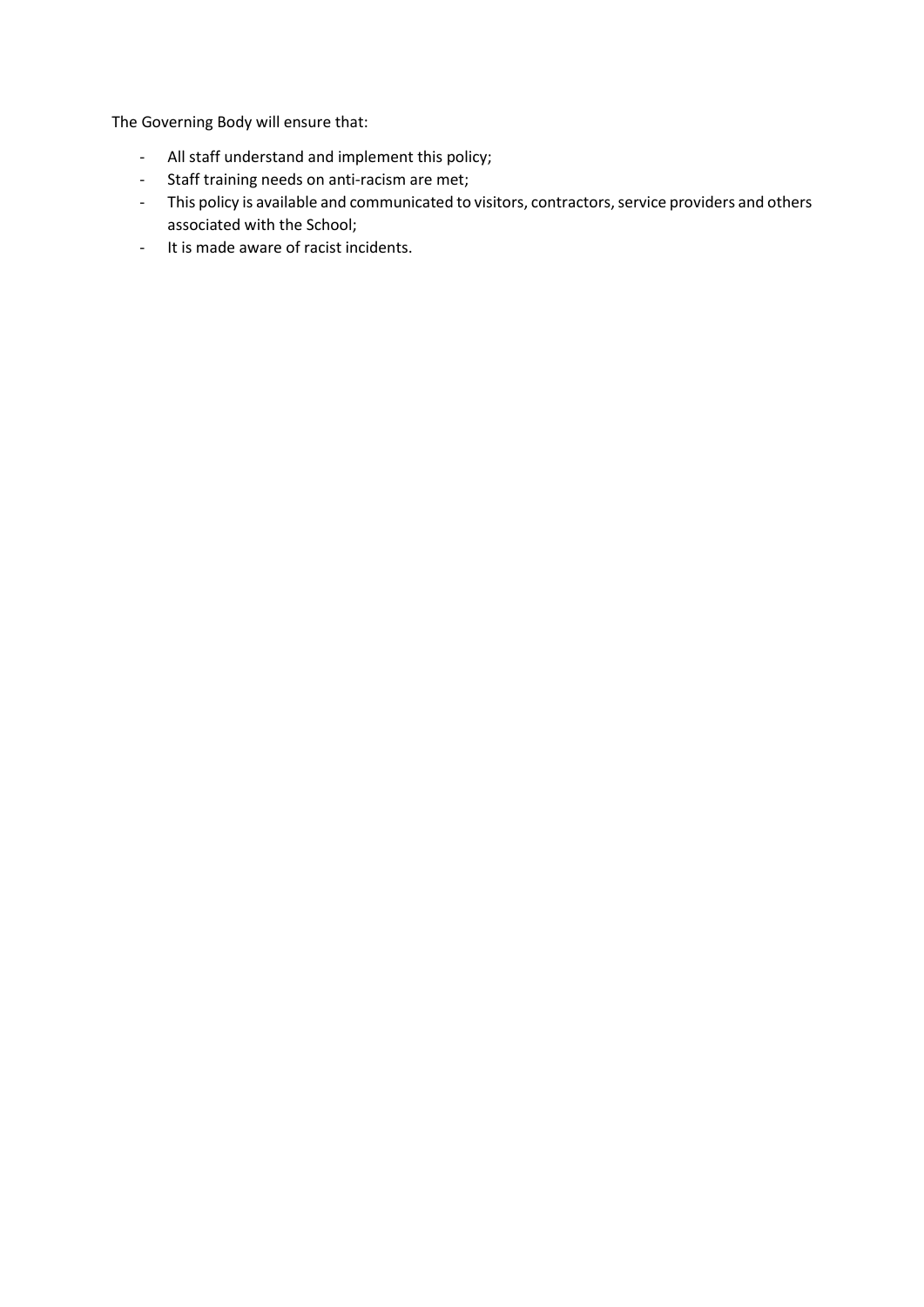The Governing Body will ensure that:

- All staff understand and implement this policy;
- Staff training needs on anti-racism are met;
- This policy is available and communicated to visitors, contractors, service providers and others associated with the School;
- It is made aware of racist incidents.